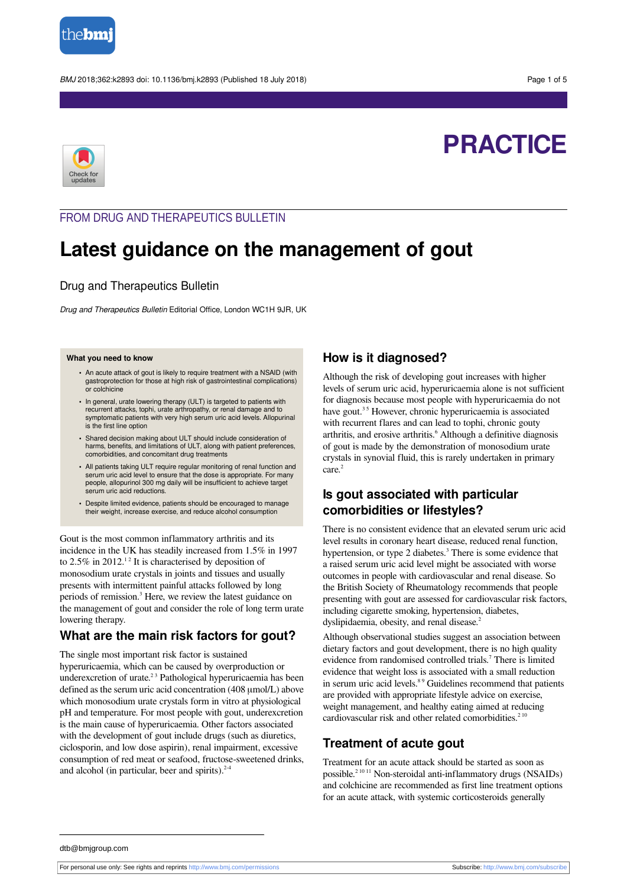PRACTICE

FROM DRUG AND THERAPEUTICS BULLETIN

# Latest guidance on the management of gout

Drug and Therapeutics Bulletin

*Drug and Therapeutics Bulletin* Editorial Office, London WC1H 9JR, UK

**What you need to know**

- An acute attack of gout is likely to require treatment with a NSAID (with gastroprotection for those at high risk of gastrointestinal complications) or colchicine
- In general, urate lowering therapy (ULT) is targeted to patients with recurrent attacks, tophi, urate arthropathy, or renal damage and to symptomatic patients with very high serum uric acid levels. Allopurinol is the first line option
- Shared decision making about ULT should include consideration of harms, benefits, and limitations of ULT, along with patient preferences, comorbidities, and concomitant drug treatments
- All patients taking ULT require regular monitoring of renal function and serum uric acid level to ensure that the dose is appropriate. For many people, allopurinol 300 mg daily will be insufficient to achieve target serum uric acid reductions.
- Despite limited evidence, patients should be encouraged to manage their weight, increase exercise, and reduce alcohol consumption

Gout is the most common inflammatory arthritis and its incidence in the UK has steadily increased from 1.5% in 1997 to 2.5% in 2012.[1,2] It is characterised by deposition of monosodium urate crystals in joints and tissues and usually presents with intermittent painful attacks followed by long periods of remission.[3] Here, we review the latest guidance on the management of gout and consider the role of long term urate lowering therapy.

## What are the main risk factors for gout?

The single most important risk factor is sustained hyperuricaemia, which can be caused by overproduction or underexcretion of urate.[2,3] Pathological hyperuricaemia has been defined as the serum uric acid concentration (408 μmol/L) above which monosodium urate crystals form in vitro at physiological pH and temperature. For most people with gout, underexcretion is the main cause of hyperuricaemia. Other factors associated with the development of gout include drugs (such as diuretics, ciclosporin, and low dose aspirin), renal impairment, excessive consumption of red meat or seafood, fructose-sweetened drinks, and alcohol (in particular, beer and spirits).[2-4]

## How is it diagnosed?

Although the risk of developing gout increases with higher levels of serum uric acid, hyperuricaemia alone is not sufficient for diagnosis because most people with hyperuricaemia do not have gout.[3,5] However, chronic hyperuricaemia is associated with recurrent flares and can lead to tophi, chronic gouty arthritis, and erosive arthritis.[6] Although a definitive diagnosis of gout is made by the demonstration of monosodium urate crystals in synovial fluid, this is rarely undertaken in primary care.[2]

## Is gout associated with particular comorbidities or lifestyles?

There is no consistent evidence that an elevated serum uric acid level results in coronary heart disease, reduced renal function, hypertension, or type 2 diabetes.[3] There is some evidence that a raised serum uric acid level might be associated with worse outcomes in people with cardiovascular and renal disease. So the British Society of Rheumatology recommends that people presenting with gout are assessed for cardiovascular risk factors, including cigarette smoking, hypertension, diabetes, dyslipidaemia, obesity, and renal disease.[2]

Although observational studies suggest an association between dietary factors and gout development, there is no high quality evidence from randomised controlled trials.[7] There is limited evidence that weight loss is associated with a small reduction in serum uric acid levels.[8,9] Guidelines recommend that patients are provided with appropriate lifestyle advice on exercise, weight management, and healthy eating aimed at reducing cardiovascular risk and other related comorbidities.[2,10]

## Treatment of acute gout

Treatment for an acute attack should be started as soon as possible.[2,10,11] Non-steroidal anti-inflammatory drugs (NSAIDs) and colchicine are recommended as first line treatment options for an acute attack, with systemic corticosteroids generally

dtb@bmjgroup.com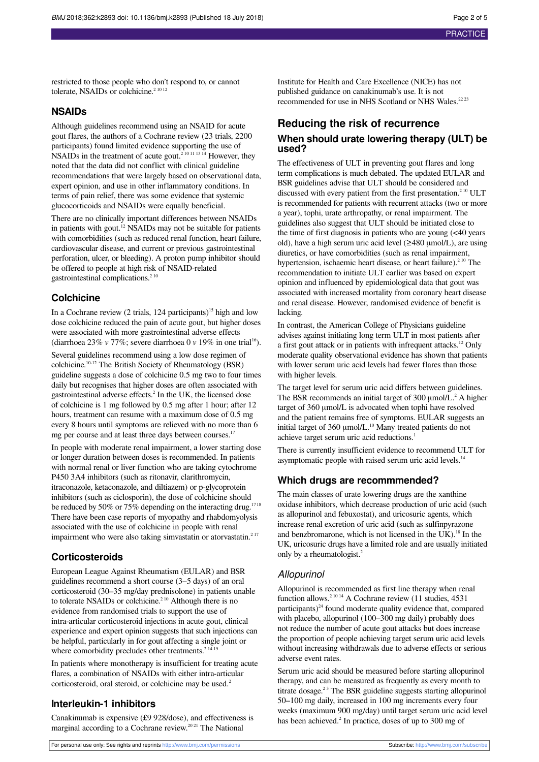restricted to those people who don't respond to, or cannot tolerate, NSAIDs or colchicine.[2 10 12]

## NSAIDs

Although guidelines recommend using an NSAID for acute gout flares, the authors of a Cochrane review (23 trials, 2200 participants) found limited evidence supporting the use of NSAIDs in the treatment of acute gout.[2 10 11 13 14] However, they noted that the data did not conflict with clinical guideline recommendations that were largely based on observational data, expert opinion, and use in other inflammatory conditions. In terms of pain relief, there was some evidence that systemic glucocorticoids and NSAIDs were equally beneficial.

There are no clinically important differences between NSAIDs in patients with gout.[12] NSAIDs may not be suitable for patients with comorbidities (such as reduced renal function, heart failure, cardiovascular disease, and current or previous gastrointestinal perforation, ulcer, or bleeding). A proton pump inhibitor should be offered to people at high risk of NSAID-related gastrointestinal complications.[2 10]

## Colchicine

In a Cochrane review (2 trials, 124 participants)[15] high and low dose colchicine reduced the pain of acute gout, but higher doses were associated with more gastrointestinal adverse effects (diarrhoea 23% *v* 77%; severe diarrhoea 0 *v* 19% in one trial[16]).

Several guidelines recommend using a low dose regimen of colchicine.[10-12] The British Society of Rheumatology (BSR) guideline suggests a dose of colchicine 0.5 mg two to four times daily but recognises that higher doses are often associated with gastrointestinal adverse effects.[2] In the UK, the licensed dose of colchicine is 1 mg followed by 0.5 mg after 1 hour; after 12 hours, treatment can resume with a maximum dose of 0.5 mg every 8 hours until symptoms are relieved with no more than 6 mg per course and at least three days between courses.[17]

In people with moderate renal impairment, a lower starting dose or longer duration between doses is recommended. In patients with normal renal or liver function who are taking cytochrome P450 3A4 inhibitors (such as ritonavir, clarithromycin, itraconazole, ketaconazole, and diltiazem) or p-glycoprotein inhibitors (such as ciclosporin), the dose of colchicine should be reduced by 50% or 75% depending on the interacting drug.[17 18] There have been case reports of myopathy and rhabdomyolysis associated with the use of colchicine in people with renal impairment who were also taking simvastatin or atorvastatin.[2 17]

## Corticosteroids

European League Against Rheumatism (EULAR) and BSR guidelines recommend a short course (3–5 days) of an oral corticosteroid (30–35 mg/day prednisolone) in patients unable to tolerate NSAIDs or colchicine.[2 10] Although there is no evidence from randomised trials to support the use of intra-articular corticosteroid injections in acute gout, clinical experience and expert opinion suggests that such injections can be helpful, particularly in for gout affecting a single joint or where comorbidity precludes other treatments.[2 14 19]

In patients where monotherapy is insufficient for treating acute flares, a combination of NSAIDs with either intra-articular corticosteroid, oral steroid, or colchicine may be used.[2]

## Interleukin-1 inhibitors

Canakinumab is expensive (£9 928/dose), and effectiveness is marginal according to a Cochrane review.[20 21] The National Institute for Health and Care Excellence (NICE) has not published guidance on canakinumab's use. It is not recommended for use in NHS Scotland or NHS Wales.[22 23]

# Reducing the risk of recurrence

## When should urate lowering therapy (ULT) be used?

The effectiveness of ULT in preventing gout flares and long term complications is much debated. The updated EULAR and BSR guidelines advise that ULT should be considered and discussed with every patient from the first presentation.[2 10] ULT is recommended for patients with recurrent attacks (two or more a year), tophi, urate arthropathy, or renal impairment. The guidelines also suggest that ULT should be initiated close to the time of first diagnosis in patients who are young (<40 years old), have a high serum uric acid level (≥480 μmol/L), are using diuretics, or have comorbidities (such as renal impairment, hypertension, ischaemic heart disease, or heart failure).[2 10] The recommendation to initiate ULT earlier was based on expert opinion and influenced by epidemiological data that gout was associated with increased mortality from coronary heart disease and renal disease. However, randomised evidence of benefit is lacking.

In contrast, the American College of Physicians guideline advises against initiating long term ULT in most patients after a first gout attack or in patients with infrequent attacks.[12] Only moderate quality observational evidence has shown that patients with lower serum uric acid levels had fewer flares than those with higher levels.

The target level for serum uric acid differs between guidelines. The BSR recommends an initial target of 300 μmol/L.[2] A higher target of 360 μmol/L is advocated when tophi have resolved and the patient remains free of symptoms. EULAR suggests an initial target of 360 μmol/L.[10] Many treated patients do not achieve target serum uric acid reductions.[1]

There is currently insufficient evidence to recommend ULT for asymptomatic people with raised serum uric acid levels.[14]

## Which drugs are recommmended?

The main classes of urate lowering drugs are the xanthine oxidase inhibitors, which decrease production of uric acid (such as allopurinol and febuxostat), and uricosuric agents, which increase renal excretion of uric acid (such as sulfinpyrazone and benzbromarone, which is not licensed in the UK).[18] In the UK, uricosuric drugs have a limited role and are usually initiated only by a rheumatologist.[2]

### *Allopurinol*

Allopurinol is recommended as first line therapy when renal function allows.[2 10 14] A Cochrane review (11 studies, 4531 participants)[24] found moderate quality evidence that, compared with placebo, allopurinol (100–300 mg daily) probably does not reduce the number of acute gout attacks but does increase the proportion of people achieving target serum uric acid levels without increasing withdrawals due to adverse effects or serious adverse event rates.

Serum uric acid should be measured before starting allopurinol therapy, and can be measured as frequently as every month to titrate dosage.[2 3] The BSR guideline suggests starting allopurinol 50–100 mg daily, increased in 100 mg increments every four weeks (maximum 900 mg/day) until target serum uric acid level has been achieved.[2] In practice, doses of up to 300 mg of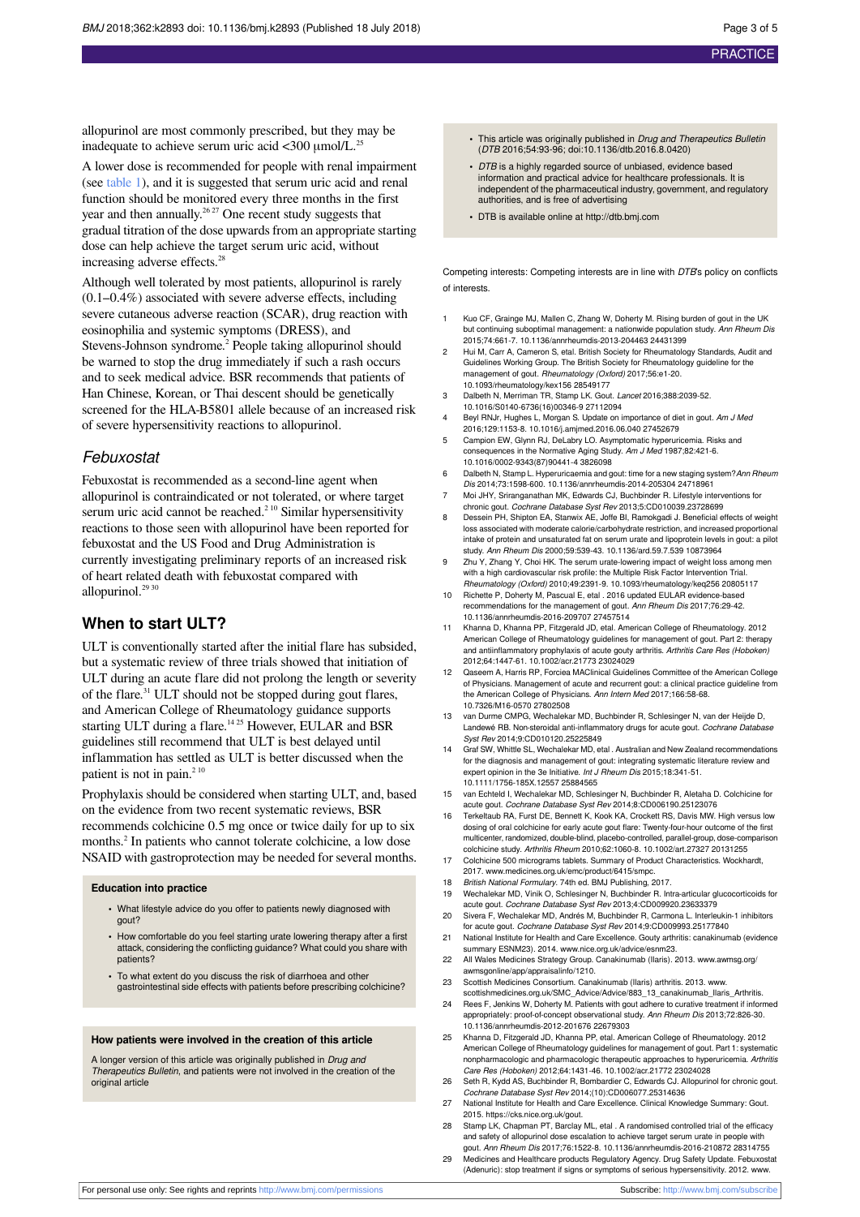allopurinol are most commonly prescribed, but they may be inadequate to achieve serum uric acid <300 μmol/L.[25]

A lower dose is recommended for people with renal impairment (see table 1), and it is suggested that serum uric acid and renal function should be monitored every three months in the first year and then annually.[26,27] One recent study suggests that gradual titration of the dose upwards from an appropriate starting dose can help achieve the target serum uric acid, without increasing adverse effects.[28]

Although well tolerated by most patients, allopurinol is rarely (0.1–0.4%) associated with severe adverse effects, including severe cutaneous adverse reaction (SCAR), drug reaction with eosinophilia and systemic symptoms (DRESS), and Stevens-Johnson syndrome.[2] People taking allopurinol should be warned to stop the drug immediately if such a rash occurs and to seek medical advice. BSR recommends that patients of Han Chinese, Korean, or Thai descent should be genetically screened for the HLA-B5801 allele because of an increased risk of severe hypersensitivity reactions to allopurinol.

### *Febuxostat*

Febuxostat is recommended as a second-line agent when allopurinol is contraindicated or not tolerated, or where target serum uric acid cannot be reached.[2,10] Similar hypersensitivity reactions to those seen with allopurinol have been reported for febuxostat and the US Food and Drug Administration is currently investigating preliminary reports of an increased risk of heart related death with febuxostat compared with allopurinol.[29,30]

## When to start ULT?

ULT is conventionally started after the initial flare has subsided, but a systematic review of three trials showed that initiation of ULT during an acute flare did not prolong the length or severity of the flare.[31] ULT should not be stopped during gout flares, and American College of Rheumatology guidance supports starting ULT during a flare.[14,25] However, EULAR and BSR guidelines still recommend that ULT is best delayed until inflammation has settled as ULT is better discussed when the patient is not in pain.[2,10]

Prophylaxis should be considered when starting ULT, and, based on the evidence from two recent systematic reviews, BSR recommends colchicine 0.5 mg once or twice daily for up to six months.[2] In patients who cannot tolerate colchicine, a low dose NSAID with gastroprotection may be needed for several months.

**Education into practice**

- What lifestyle advice do you offer to patients newly diagnosed with gout?
- How comfortable do you feel starting urate lowering therapy after a first attack, considering the conflicting guidance? What could you share with patients?
- To what extent do you discuss the risk of diarrhoea and other gastrointestinal side effects with patients before prescribing colchicine?

**How patients were involved in the creation of this article**

A longer version of this article was originally published in *Drug and Therapeutics Bulletin*, and patients were not involved in the creation of the original article

- This article was originally published in *Drug and Therapeutics Bulletin* (*DTB* 2016;54:93-96; doi:10.1136/dtb.2016.8.0420)
- *DTB* is a highly regarded source of unbiased, evidence based information and practical advice for healthcare professionals. It is independent of the pharmaceutical industry, government, and regulatory authorities, and is free of advertising
- DTB is available online at http://dtb.bmj.com

Competing interests: Competing interests are in line with *DTB*'s policy on conflicts of interests.

1. Kuo CF, Grainge MJ, Mallen C, Zhang W, Doherty M. Rising burden of gout in the UK but continuing suboptimal management: a nationwide population study. *Ann Rheum Dis* 2015;74:661-7. 10.1136/annrheumdis-2013-204463 24431399
2. Hui M, Carr A, Cameron S, etal. British Society for Rheumatology Standards, Audit and Guidelines Working Group. The British Society for Rheumatology guideline for the management of gout. *Rheumatology (Oxford)* 2017;56:e1-20. 10.1093/rheumatology/kex156 28549177
3. Dalbeth N, Merriman TR, Stamp LK. Gout. *Lancet* 2016;388:2039-52. 10.1016/S0140-6736(16)00346-9 27112094
4. Beyl RNJr, Hughes L, Morgan S. Update on importance of diet in gout. *Am J Med* 2016;129:1153-8. 10.1016/j.amjmed.2016.06.040 27452679
5. Campion EW, Glynn RJ, DeLabry LO. Asymptomatic hyperuricemia. Risks and consequences in the Normative Aging Study. *Am J Med* 1987;82:421-6. 10.1016/0002-9343(87)90441-4 3826098
6. Dalbeth N, Stamp L. Hyperuricaemia and gout: time for a new staging system? *Ann Rheum Dis* 2014;73:1598-600. 10.1136/annrheumdis-2014-205304 24718961
7. Moi JHY, Sriranganathan MK, Edwards CJ, Buchbinder R. Lifestyle interventions for chronic gout. *Cochrane Database Syst Rev* 2013;5:CD010039.23728699
8. Dessein PH, Shipton EA, Stanwix AE, Joffe BI, Ramokgadi J. Beneficial effects of weight loss associated with moderate calorie/carbohydrate restriction, and increased proportional intake of protein and unsaturated fat on serum urate and lipoprotein levels in gout: a pilot study. *Ann Rheum Dis* 2000;59:539-43. 10.1136/ard.59.7.539 10873964
9. Zhu Y, Zhang Y, Choi HK. The serum urate-lowering impact of weight loss among men with a high cardiovascular risk profile: the Multiple Risk Factor Intervention Trial. *Rheumatology (Oxford)* 2010;49:2391-9. 10.1093/rheumatology/keq256 20805117
10. Richette P, Doherty M, Pascual E, etal . 2016 updated EULAR evidence-based recommendations for the management of gout. *Ann Rheum Dis* 2017;76:29-42. 10.1136/annrheumdis-2016-209707 27457514
11. Khanna D, Khanna PP, Fitzgerald JD, etal. American College of Rheumatology. 2012 American College of Rheumatology guidelines for management of gout. Part 2: therapy and antiinflammatory prophylaxis of acute gouty arthritis. *Arthritis Care Res (Hoboken)* 2012;64:1447-61. 10.1002/acr.21773 23024029
12. Qaseem A, Harris RP, Forciea MAClinical Guidelines Committee of the American College of Physicians. Management of acute and recurrent gout: a clinical practice guideline from the American College of Physicians. *Ann Intern Med* 2017;166:58-68. 10.7326/M16-0570 27802508
13. van Durme CMPG, Wechalekar MD, Buchbinder R, Schlesinger N, van der Heijde D, Landewé RB. Non-steroidal anti-inflammatory drugs for acute gout. *Cochrane Database Syst Rev* 2014;9:CD010120.25225849
14. Graf SW, Whittle SL, Wechalekar MD, etal . Australian and New Zealand recommendations for the diagnosis and management of gout: integrating systematic literature review and expert opinion in the 3e Initiative. *Int J Rheum Dis* 2015;18:341-51. 10.1111/1756-185X.12557 25884565
15. van Echteld I, Wechalekar MD, Schlesinger N, Buchbinder R, Aletaha D. Colchicine for acute gout. *Cochrane Database Syst Rev* 2014;8:CD006190.25123076
16. Terkeltaub RA, Furst DE, Bennett K, Kook KA, Crockett RS, Davis MW. High versus low dosing of oral colchicine for early acute gout flare: Twenty-four-hour outcome of the first multicenter, randomized, double-blind, placebo-controlled, parallel-group, dose-comparison colchicine study. *Arthritis Rheum* 2010;62:1060-8. 10.1002/art.27327 20131255
17. Colchicine 500 micrograms tablets. Summary of Product Characteristics. Wockhardt, 2017. www.medicines.org.uk/emc/product/6415/smpc.
18. *British National Formulary*. 74th ed. BMJ Publishing, 2017.
19. Wechalekar MD, Vinik O, Schlesinger N, Buchbinder R. Intra-articular glucocorticoids for acute gout. *Cochrane Database Syst Rev* 2013;4:CD009920.23633379
20. Sivera F, Wechalekar MD, Andrés M, Buchbinder R, Carmona L. Interleukin-1 inhibitors for acute gout. *Cochrane Database Syst Rev* 2014;9:CD009993.25177840
21. National Institute for Health and Care Excellence. Gouty arthritis: canakinumab (evidence summary ESNM23). 2014. www.nice.org.uk/advice/esnm23.
22. All Wales Medicines Strategy Group. Canakinumab (Ilaris). 2013. www.awmsg.org/awmsgonline/app/appraisalinfo/1210.
23. Scottish Medicines Consortium. Canakinumab (Ilaris) arthritis. 2013. www.scottishmedicines.org.uk/SMC_Advice/Advice/883_13_canakinumab_Ilaris_Arthritis.
24. Rees F, Jenkins W, Doherty M. Patients with gout adhere to curative treatment if informed appropriately: proof-of-concept observational study. *Ann Rheum Dis* 2013;72:826-30. 10.1136/annrheumdis-2012-201676 22679303
25. Khanna D, Fitzgerald JD, Khanna PP, etal. American College of Rheumatology. 2012 American College of Rheumatology guidelines for management of gout. Part 1: systematic nonpharmacologic and pharmacologic therapeutic approaches to hyperuricemia. *Arthritis Care Res (Hoboken)* 2012;64:1431-46. 10.1002/acr.21772 23024028
26. Seth R, Kydd AS, Buchbinder R, Bombardier C, Edwards CJ. Allopurinol for chronic gout. *Cochrane Database Syst Rev* 2014;(10):CD006077.25314636
27. National Institute for Health and Care Excellence. Clinical Knowledge Summary: Gout. 2015. https://cks.nice.org.uk/gout.
28. Stamp LK, Chapman PT, Barclay ML, etal . A randomised controlled trial of the efficacy and safety of allopurinol dose escalation to achieve target serum urate in people with gout. *Ann Rheum Dis* 2017;76:1522-8. 10.1136/annrheumdis-2016-210872 28314755
29. Medicines and Healthcare products Regulatory Agency. Drug Safety Update. Febuxostat (Adenuric): stop treatment if signs or symptoms of serious hypersensitivity. 2012. www.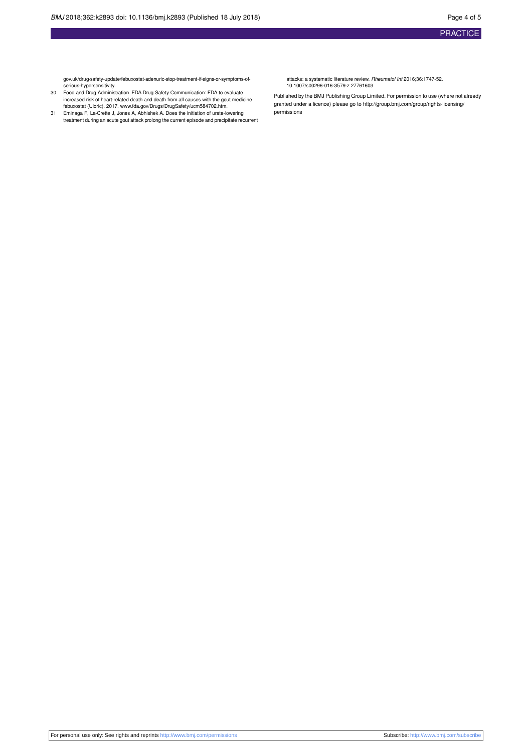gov.uk/drug-safety-update/febuxostat-adenuric-stop-treatment-if-signs-or-symptoms-of-serious-hypersensitivity.

30 Food and Drug Administration. FDA Drug Safety Communication: FDA to evaluate increased risk of heart-related death and death from all causes with the gout medicine febuxostat (Uloric). 2017. www.fda.gov/Drugs/DrugSafety/ucm584702.htm.

31 Eminaga F, La-Crette J, Jones A, Abhishek A. Does the initiation of urate-lowering treatment during an acute gout attack prolong the current episode and precipitate recurrent attacks: a systematic literature review. *Rheumatol Int* 2016;36:1747-52. 10.1007/s00296-016-3579-z 27761603

Published by the BMJ Publishing Group Limited. For permission to use (where not already granted under a licence) please go to http://group.bmj.com/group/rights-licensing/permissions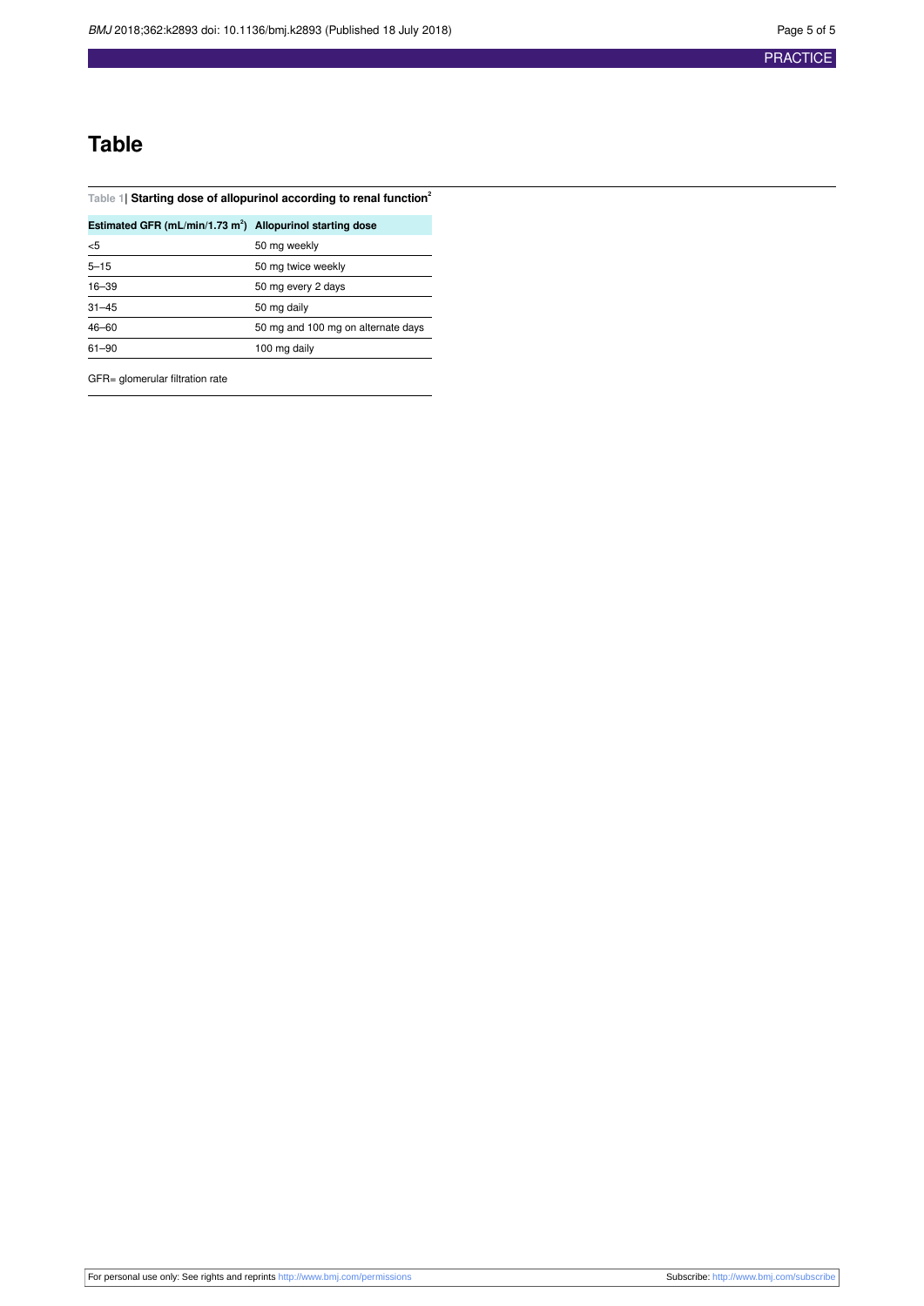# Table

**Table 1| Starting dose of allopurinol according to renal function[2]**

| Estimated GFR (mL/min/1.73 $m^2$) | Allopurinol starting dose |
|---|---|
| <5 | 50 mg weekly |
| 5–15 | 50 mg twice weekly |
| 16–39 | 50 mg every 2 days |
| 31–45 | 50 mg daily |
| 46–60 | 50 mg and 100 mg on alternate days |
| 61–90 | 100 mg daily |

GFR= glomerular filtration rate